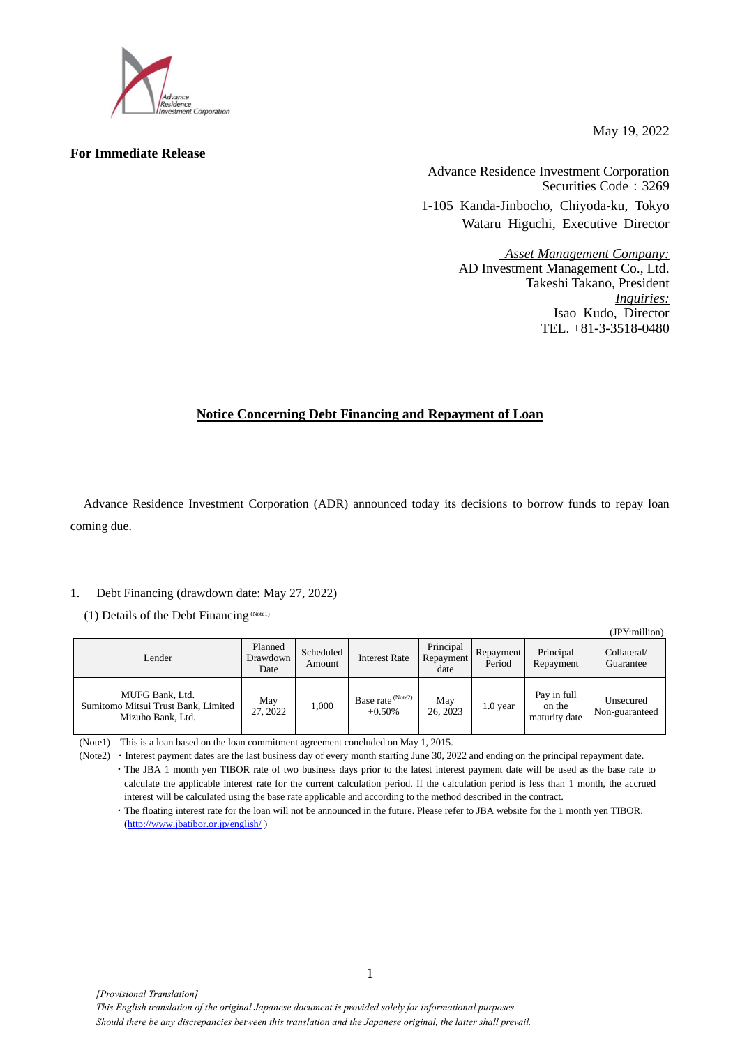May 19, 2022

**For Immediate Release**

Advance Residence Investment Corporation
Securities Code : 3269
1-105 Kanda-Jinbocho, Chiyoda-ku, Tokyo
Wataru Higuchi, Executive Director

*Asset Management Company:*
AD Investment Management Co., Ltd.
Takeshi Takano, President
*Inquiries:*
Isao Kudo, Director
TEL. +81-3-3518-0480

# Notice Concerning Debt Financing and Repayment of Loan

Advance Residence Investment Corporation (ADR) announced today its decisions to borrow funds to repay loan coming due.

1. Debt Financing (drawdown date: May 27, 2022)

(1) Details of the Debt Financing (Note1)

(JPY:million)

| Lender | Planned Drawdown Date | Scheduled Amount | Interest Rate | Principal Repayment date | Repayment Period | Principal Repayment | Collateral/ Guarantee |
|---|---|---|---|---|---|---|---|
| MUFG Bank, Ltd. Sumitomo Mitsui Trust Bank, Limited Mizuho Bank, Ltd. | May 27, 2022 | 1,000 | Base rate (Note2) +0.50% | May 26, 2023 | 1.0 year | Pay in full on the maturity date | Unsecured Non-guaranteed |

(Note1) This is a loan based on the loan commitment agreement concluded on May 1, 2015.

(Note2) ・Interest payment dates are the last business day of every month starting June 30, 2022 and ending on the principal repayment date.
・The JBA 1 month yen TIBOR rate of two business days prior to the latest interest payment date will be used as the base rate to calculate the applicable interest rate for the current calculation period. If the calculation period is less than 1 month, the accrued interest will be calculated using the base rate applicable and according to the method described in the contract.
・The floating interest rate for the loan will not be announced in the future. Please refer to JBA website for the 1 month yen TIBOR. (http://www.jbatibor.or.jp/english/ )

*[Provisional Translation]*
*This English translation of the original Japanese document is provided solely for informational purposes.*
*Should there be any discrepancies between this translation and the Japanese original, the latter shall prevail.*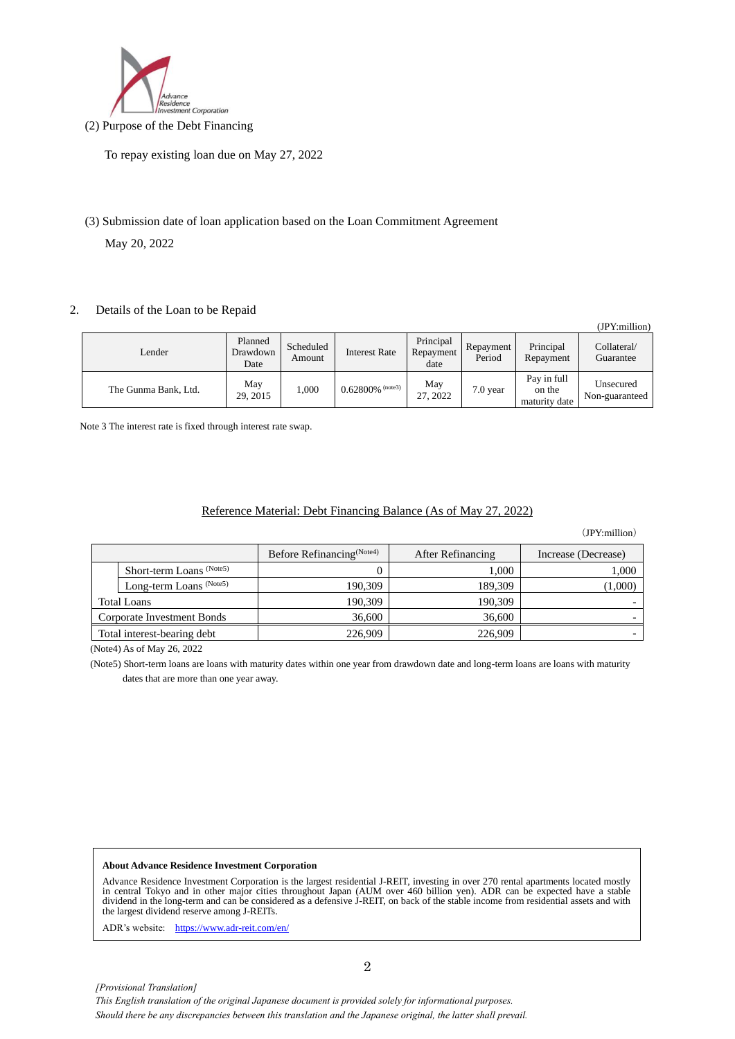(2) Purpose of the Debt Financing

To repay existing loan due on May 27, 2022

(3) Submission date of loan application based on the Loan Commitment Agreement

May 20, 2022

2. Details of the Loan to be Repaid

(JPY:million)

| Lender | Planned Drawdown Date | Scheduled Amount | Interest Rate | Principal Repayment date | Repayment Period | Principal Repayment | Collateral/ Guarantee |
|---|---|---|---|---|---|---|---|
| The Gunma Bank, Ltd. | May 29, 2015 | 1,000 | 0.62800% (note3) | May 27, 2022 | 7.0 year | Pay in full on the maturity date | Unsecured Non-guaranteed |

Note 3 The interest rate is fixed through interest rate swap.

Reference Material: Debt Financing Balance (As of May 27, 2022)

(JPY:million)

| | Before Refinancing (Note4) | After Refinancing | Increase (Decrease) |
|---|---|---|---|
| Short-term Loans (Note5) | 0 | 1,000 | 1,000 |
| Long-term Loans (Note5) | 190,309 | 189,309 | (1,000) |
| Total Loans | 190,309 | 190,309 | - |
| Corporate Investment Bonds | 36,600 | 36,600 | - |
| Total interest-bearing debt | 226,909 | 226,909 | - |

(Note4) As of May 26, 2022

(Note5) Short-term loans are loans with maturity dates within one year from drawdown date and long-term loans are loans with maturity dates that are more than one year away.

**About Advance Residence Investment Corporation**

Advance Residence Investment Corporation is the largest residential J-REIT, investing in over 270 rental apartments located mostly in central Tokyo and in other major cities throughout Japan (AUM over 460 billion yen). ADR can be expected have a stable dividend in the long-term and can be considered as a defensive J-REIT, on back of the stable income from residential assets and with the largest dividend reserve among J-REITs.

ADR's website: https://www.adr-reit.com/en/

*[Provisional Translation]*
*This English translation of the original Japanese document is provided solely for informational purposes.*
*Should there be any discrepancies between this translation and the Japanese original, the latter shall prevail.*